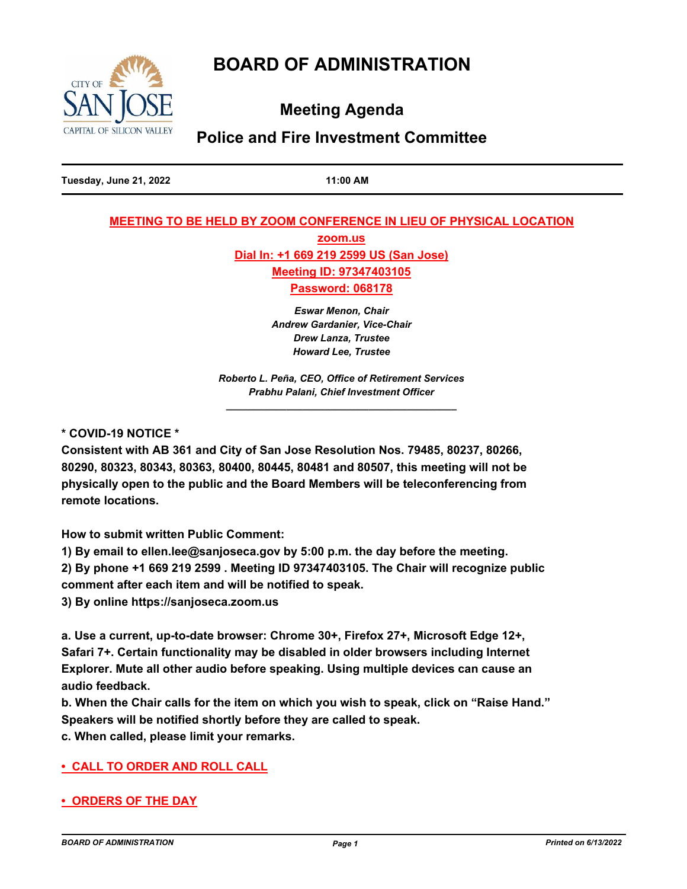# BOARD OF ADMINISTRATION

## Meeting Agenda

## Police and Fire Investment Committee

**Tuesday, June 21, 2022** **11:00 AM**

**MEETING TO BE HELD BY ZOOM CONFERENCE IN LIEU OF PHYSICAL LOCATION**

**zoom.us**

**Dial In: +1 669 219 2599 US (San Jose)**

**Meeting ID: 97347403105**

**Password: 068178**

*Eswar Menon, Chair*
*Andrew Gardanier, Vice-Chair*
*Drew Lanza, Trustee*
*Howard Lee, Trustee*

*Roberto L. Peña, CEO, Office of Retirement Services*
*Prabhu Palani, Chief Investment Officer*

---

**\* COVID-19 NOTICE \***

**Consistent with AB 361 and City of San Jose Resolution Nos. 79485, 80237, 80266, 80290, 80323, 80343, 80363, 80400, 80445, 80481 and 80507, this meeting will not be physically open to the public and the Board Members will be teleconferencing from remote locations.**

**How to submit written Public Comment:**

**1) By email to ellen.lee@sanjoseca.gov by 5:00 p.m. the day before the meeting.**

**2) By phone +1 669 219 2599 . Meeting ID 97347403105. The Chair will recognize public comment after each item and will be notified to speak.**

**3) By online https://sanjoseca.zoom.us**

**a. Use a current, up-to-date browser: Chrome 30+, Firefox 27+, Microsoft Edge 12+, Safari 7+. Certain functionality may be disabled in older browsers including Internet Explorer. Mute all other audio before speaking. Using multiple devices can cause an audio feedback.**

**b. When the Chair calls for the item on which you wish to speak, click on "Raise Hand." Speakers will be notified shortly before they are called to speak.**

**c. When called, please limit your remarks.**

**• CALL TO ORDER AND ROLL CALL**

**• ORDERS OF THE DAY**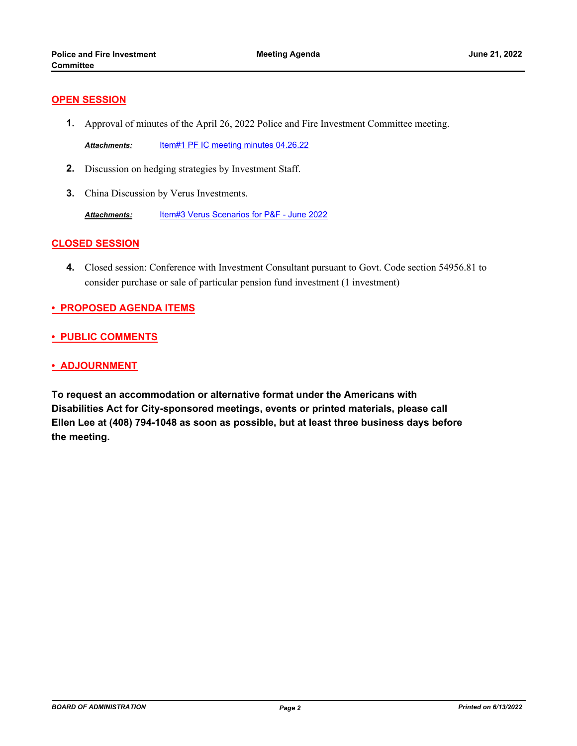## OPEN SESSION

1. Approval of minutes of the April 26, 2022 Police and Fire Investment Committee meeting.

   ***Attachments:*** Item#1 PF IC meeting minutes 04.26.22

2. Discussion on hedging strategies by Investment Staff.

3. China Discussion by Verus Investments.

   ***Attachments:*** Item#3 Verus Scenarios for P&F - June 2022

## CLOSED SESSION

4. Closed session: Conference with Investment Consultant pursuant to Govt. Code section 54956.81 to consider purchase or sale of particular pension fund investment (1 investment)

## • PROPOSED AGENDA ITEMS

## • PUBLIC COMMENTS

## • ADJOURNMENT

**To request an accommodation or alternative format under the Americans with Disabilities Act for City-sponsored meetings, events or printed materials, please call Ellen Lee at (408) 794-1048 as soon as possible, but at least three business days before the meeting.**